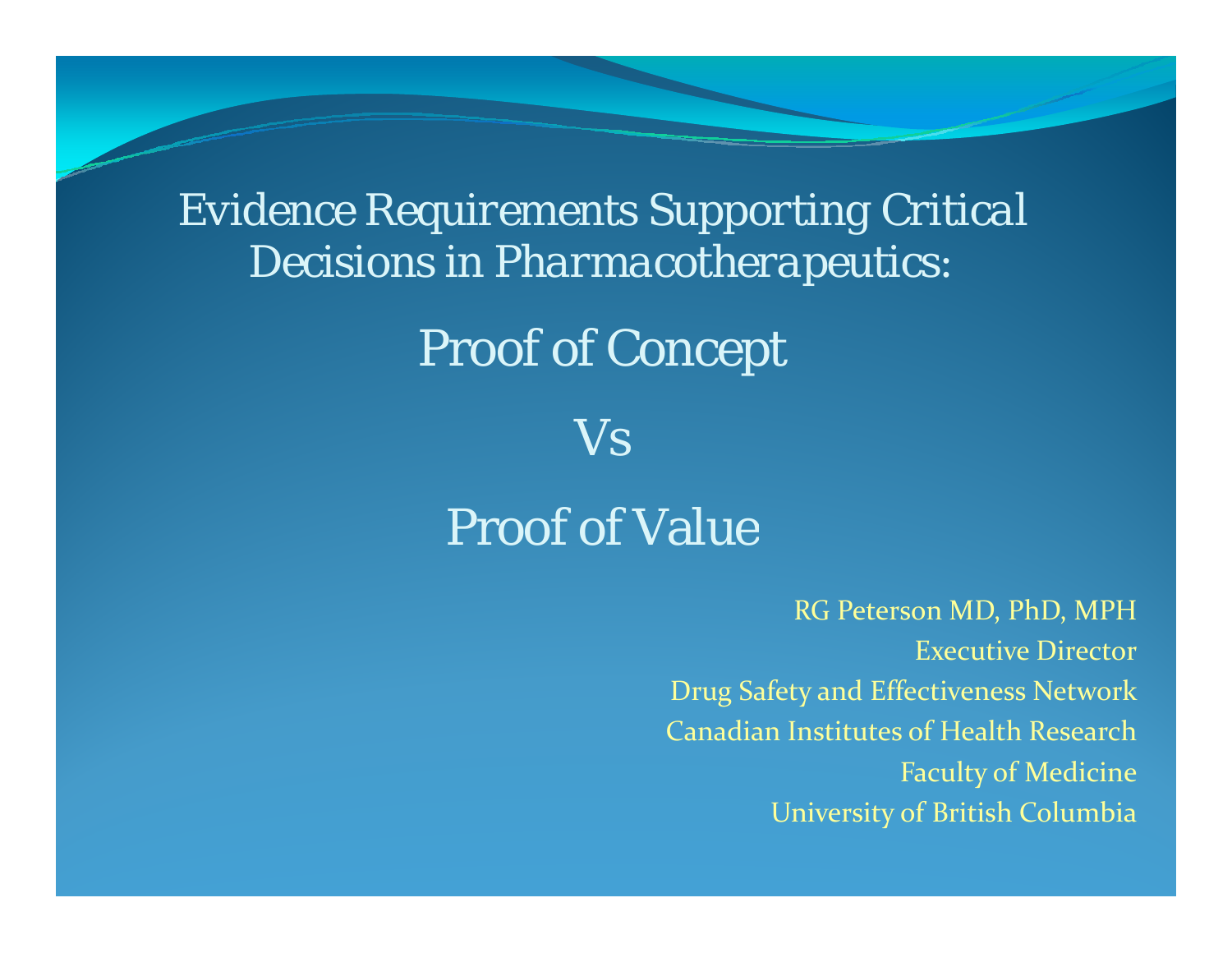# Evidence Requirements Supporting Critical Decisions in Pharmacotherapeutics:

## Proof of Concept

## Vs

## Proof of Value

RG Peterson MD, PhD, MPH

Executive Director

Drug Safety and Effectiveness Network

Canadian Institutes of Health Research

Faculty of Medicine

University of British Columbia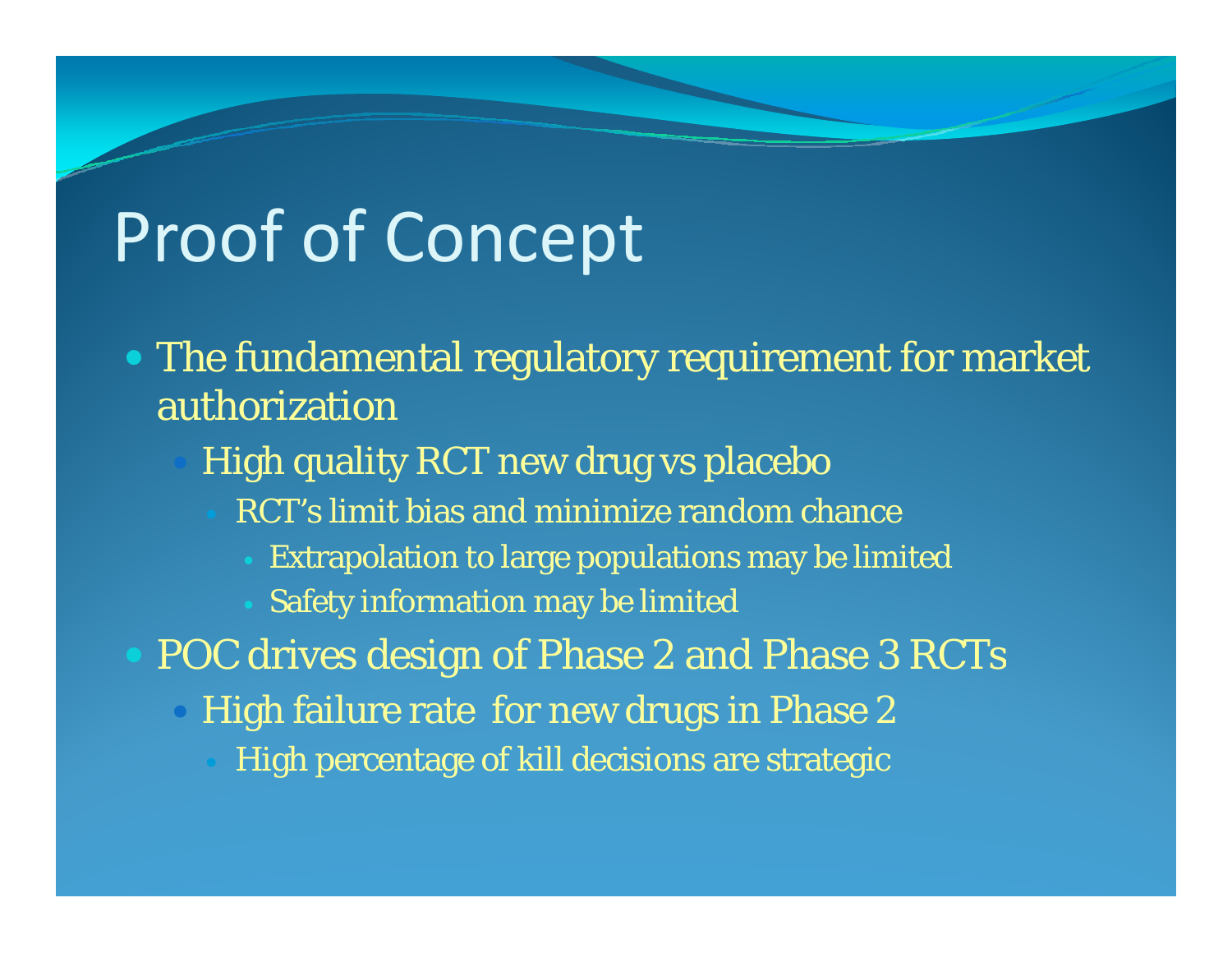# Proof of Concept

- The fundamental regulatory requirement for market authorization
  - High quality RCT new drug vs placebo
    - RCT's limit bias and minimize random chance
      - Extrapolation to large populations may be limited
      - Safety information may be limited
- POC drives design of Phase 2 and Phase 3 RCTs
  - High failure rate for new drugs in Phase 2
    - High percentage of kill decisions are strategic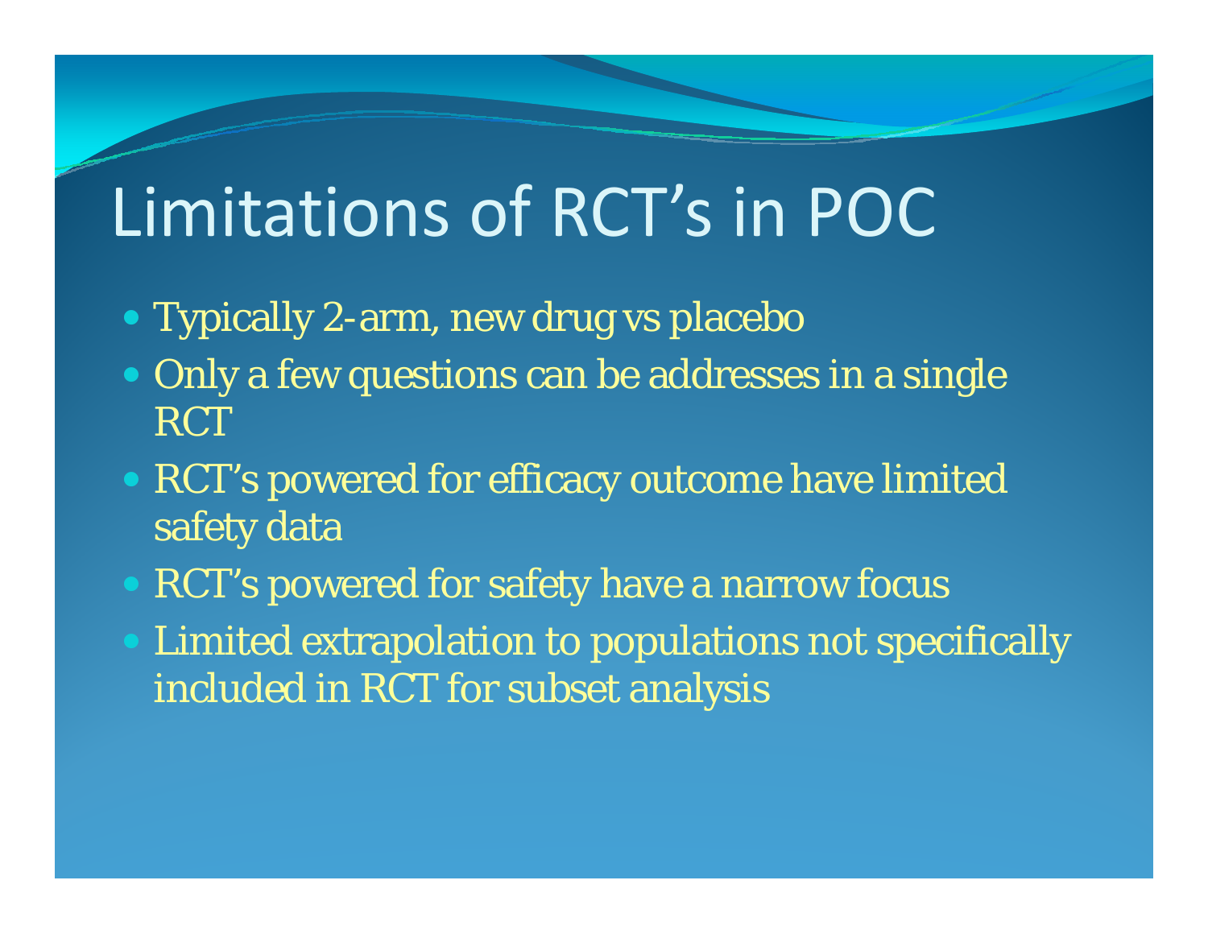# Limitations of RCT's in POC

- Typically 2-arm, new drug vs placebo
- Only a few questions can be addresses in a single RCT
- RCT's powered for efficacy outcome have limited safety data
- RCT's powered for safety have a narrow focus
- Limited extrapolation to populations not specifically included in RCT for subset analysis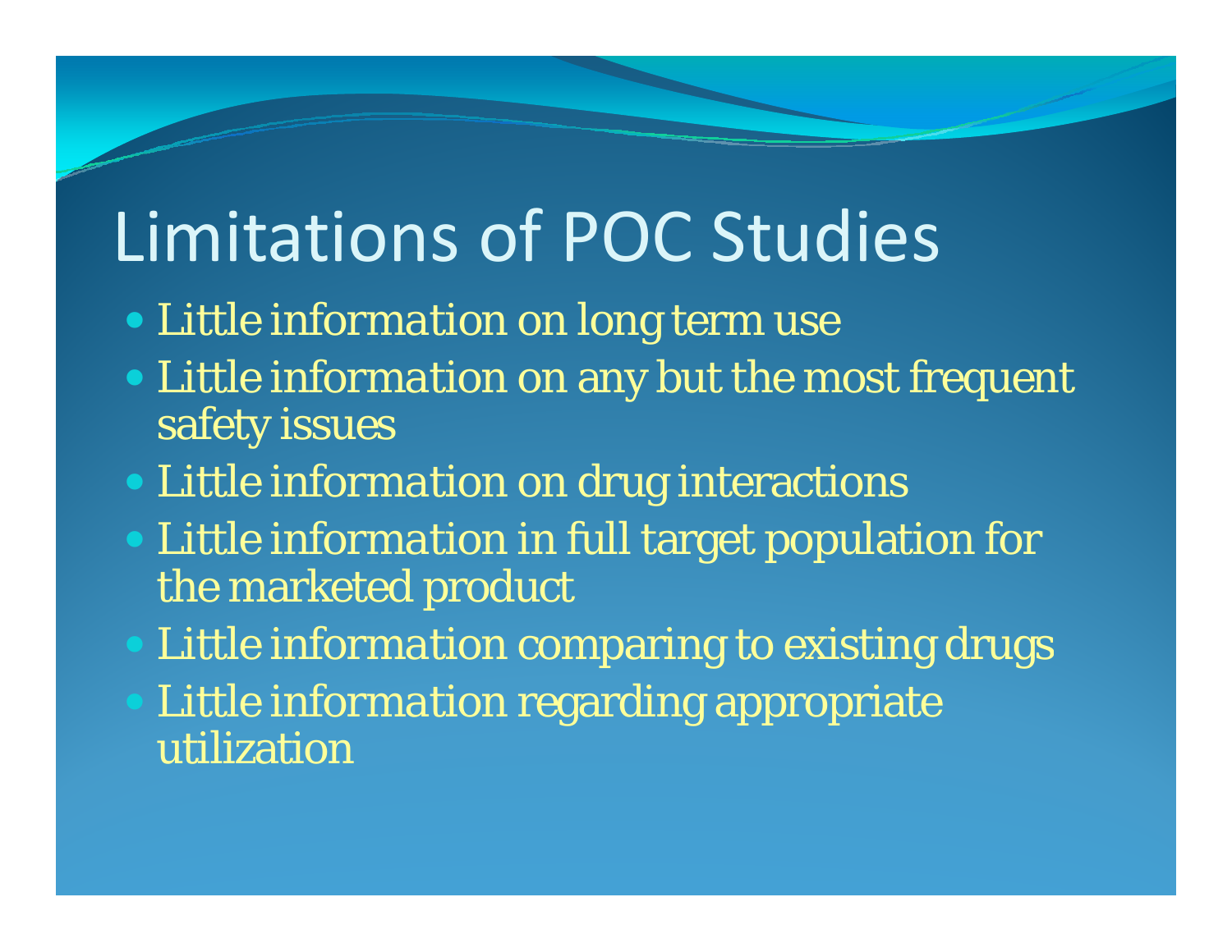# Limitations of POC Studies

- Little information on long term use
- Little information on any but the most frequent safety issues
- Little information on drug interactions
- Little information in full target population for the marketed product
- Little information comparing to existing drugs
- Little information regarding appropriate utilization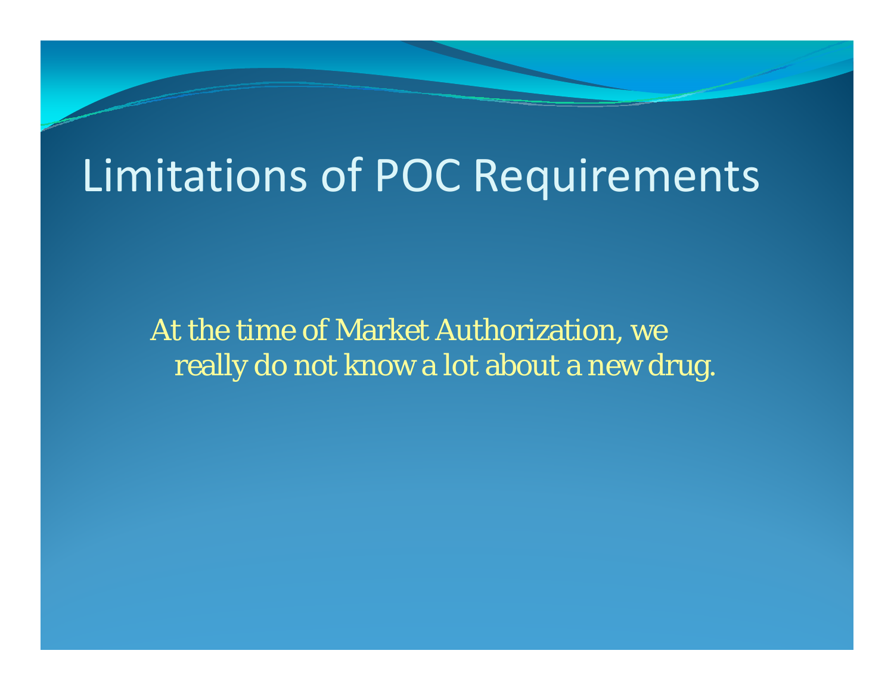# Limitations of POC Requirements

At the time of Market Authorization, we really do not know a lot about a new drug.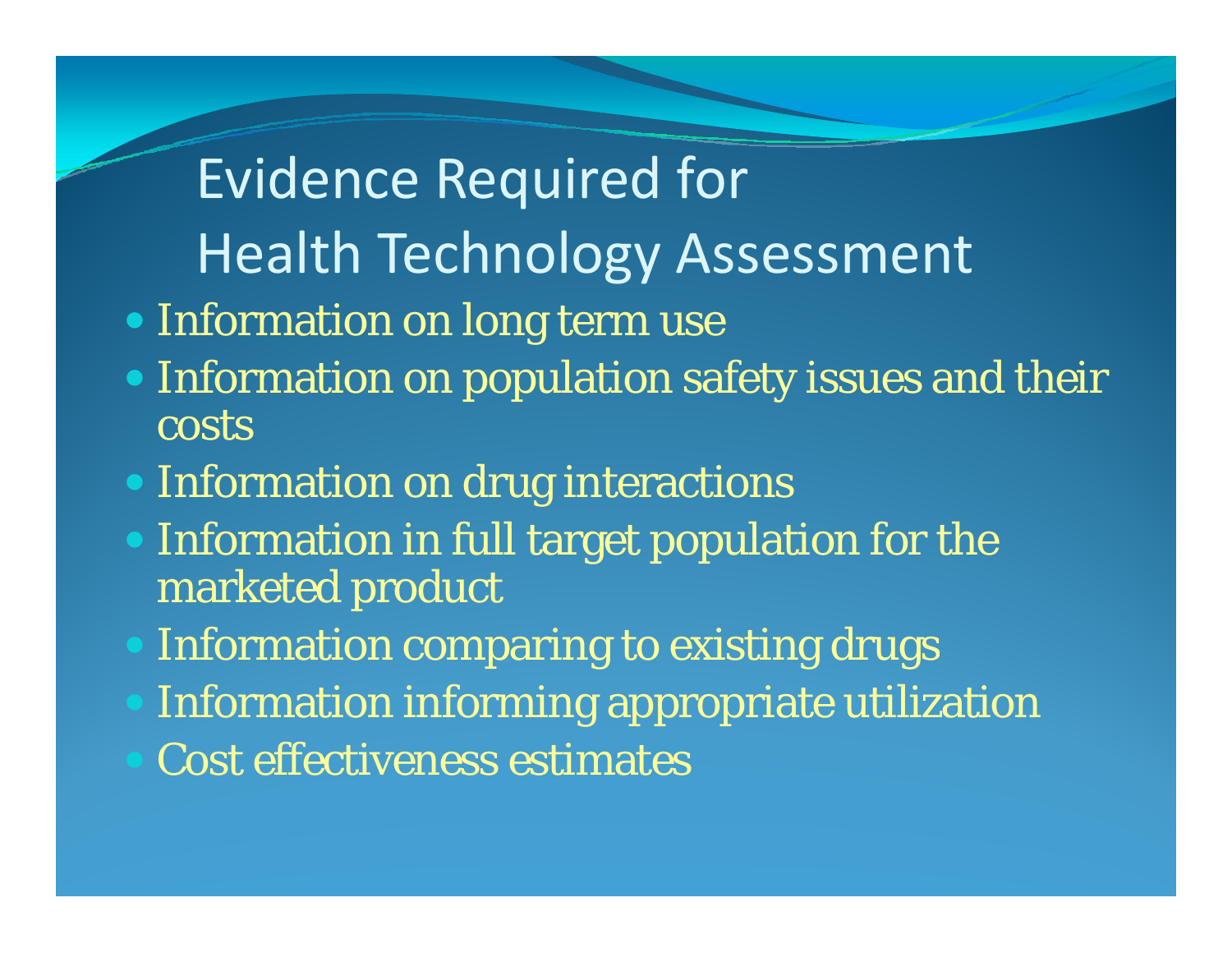# Evidence Required for Health Technology Assessment

- Information on long term use
- Information on population safety issues and their costs
- Information on drug interactions
- Information in full target population for the marketed product
- Information comparing to existing drugs
- Information informing appropriate utilization
- Cost effectiveness estimates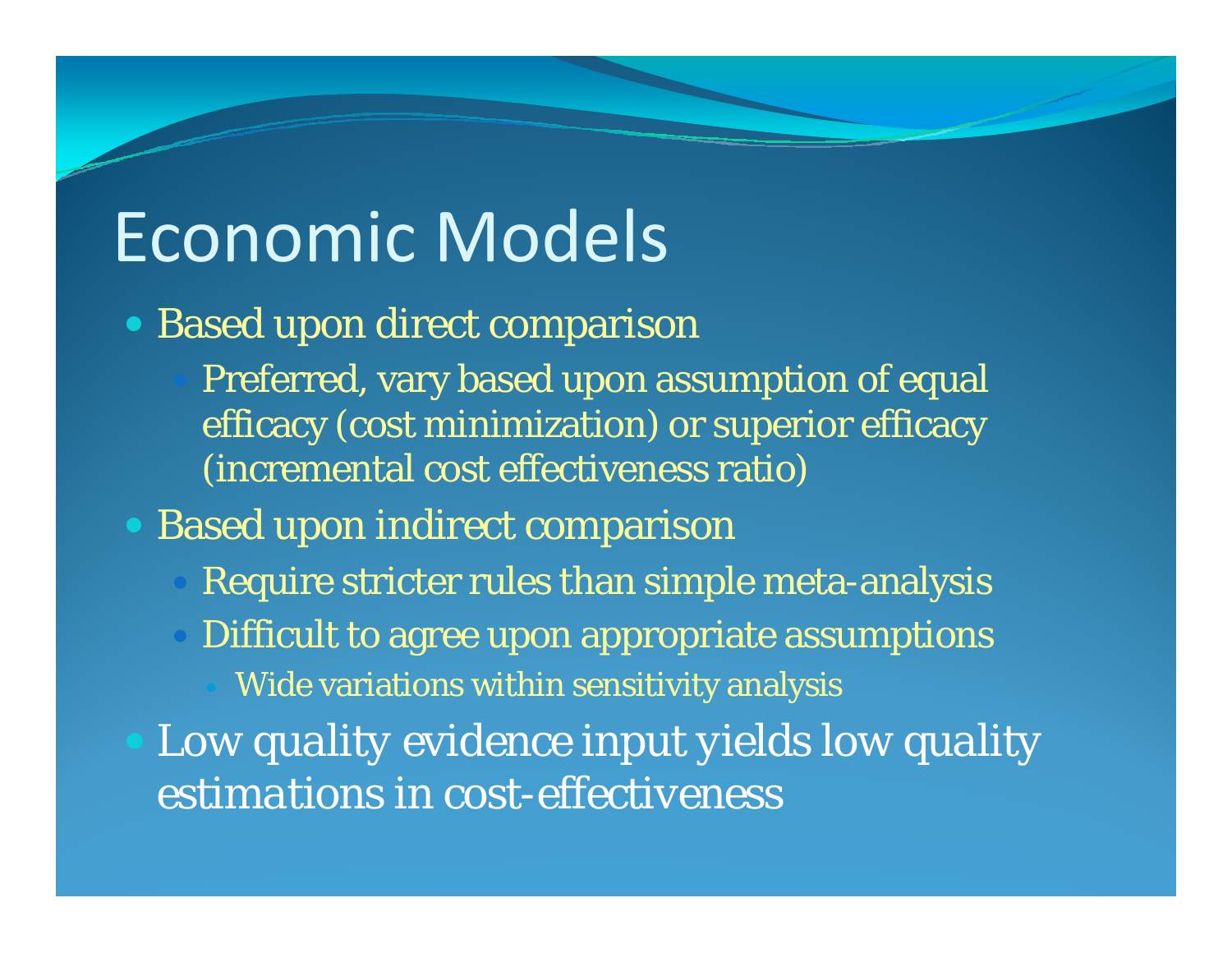# Economic Models

- Based upon direct comparison
  - Preferred, vary based upon assumption of equal efficacy (cost minimization) or superior efficacy (incremental cost effectiveness ratio)
- Based upon indirect comparison
  - Require stricter rules than simple meta-analysis
  - Difficult to agree upon appropriate assumptions
    - Wide variations within sensitivity analysis
- Low quality evidence input yields low quality estimations in cost-effectiveness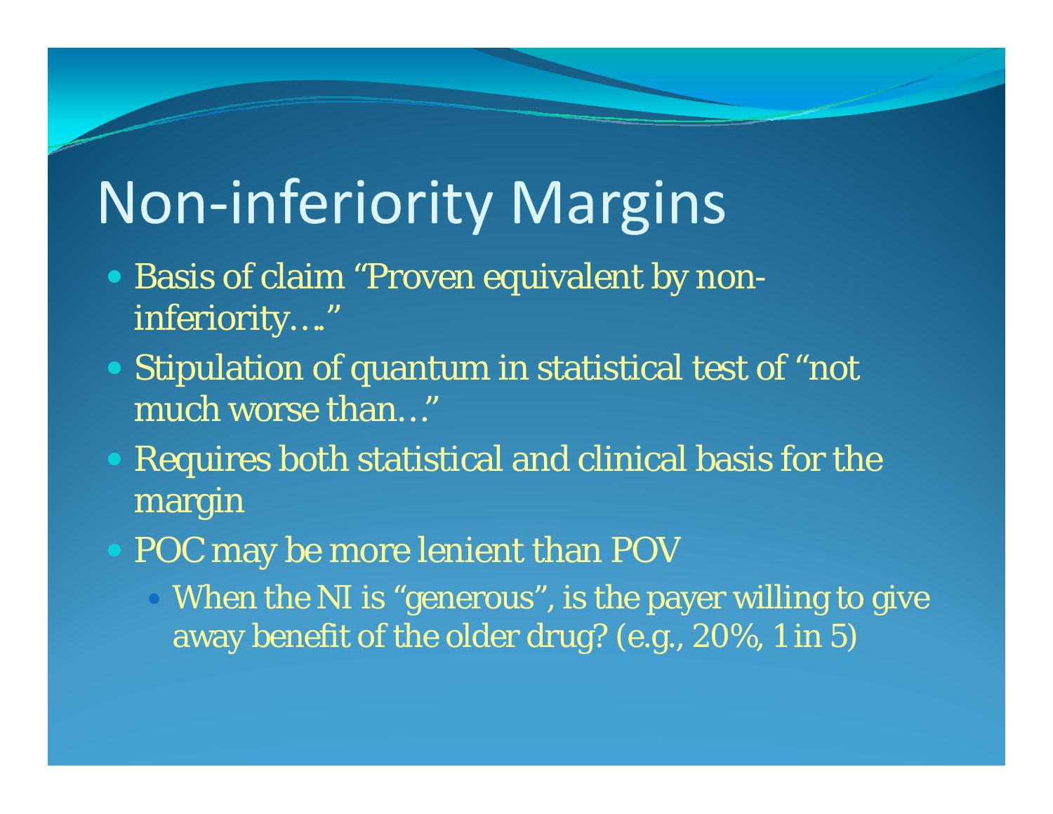# Non-inferiority Margins

- Basis of claim "Proven equivalent by non-inferiority…."
- Stipulation of quantum in statistical test of "not much worse than…"
- Requires both statistical and clinical basis for the margin
- POC may be more lenient than POV
  - When the NI is "generous", is the payer willing to give away benefit of the older drug? (e.g., 20%, 1 in 5)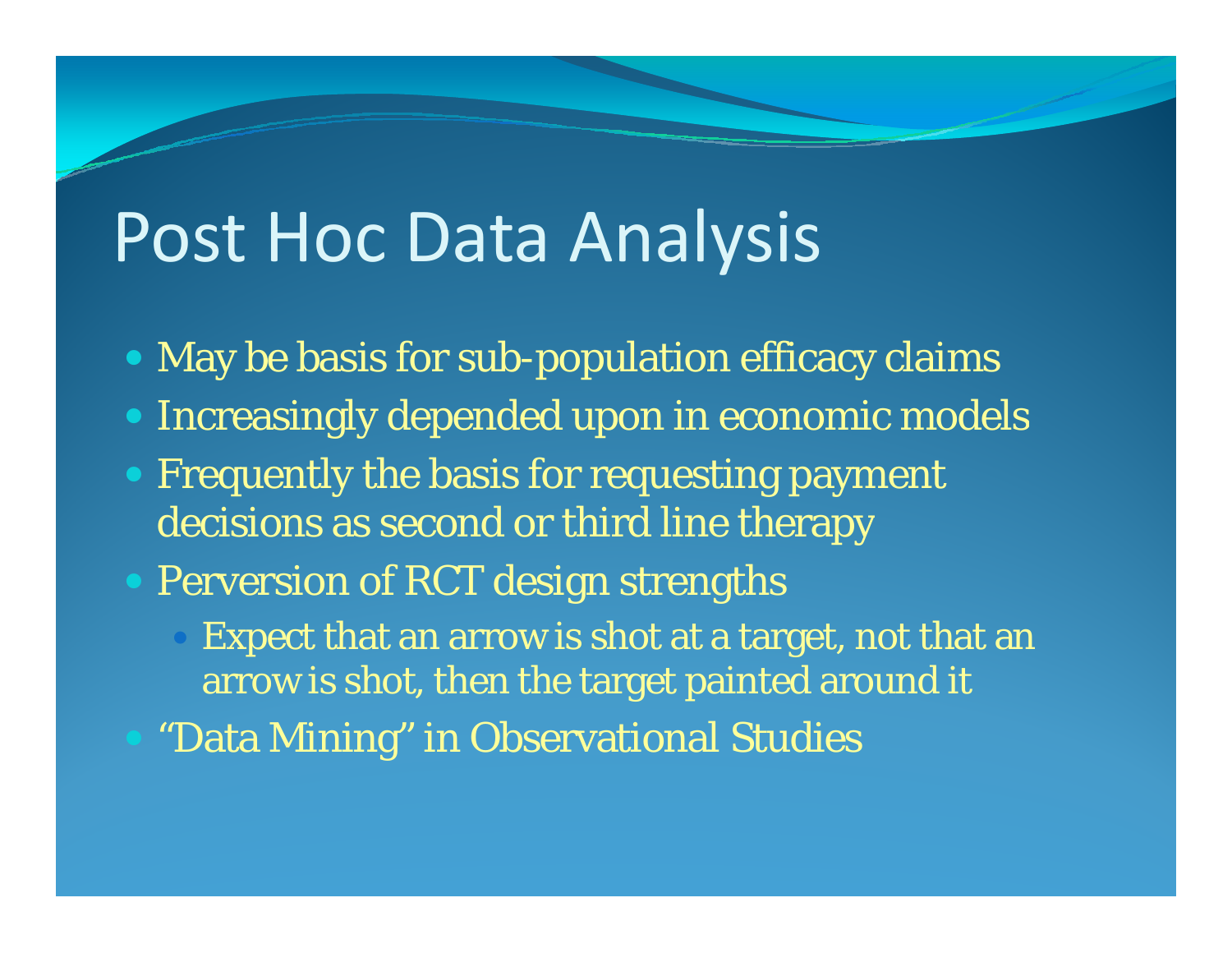# Post Hoc Data Analysis

- May be basis for sub-population efficacy claims
- Increasingly depended upon in economic models
- Frequently the basis for requesting payment decisions as second or third line therapy
- Perversion of RCT design strengths
  - Expect that an arrow is shot at a target, not that an arrow is shot, then the target painted around it
- "Data Mining" in Observational Studies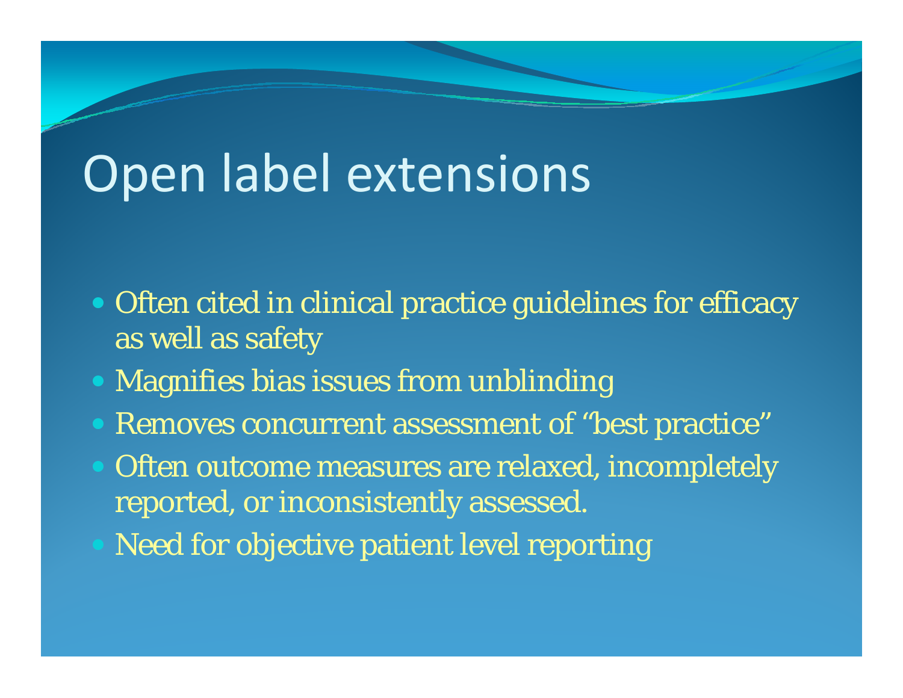# Open label extensions

- Often cited in clinical practice guidelines for efficacy as well as safety
- Magnifies bias issues from unblinding
- Removes concurrent assessment of "best practice"
- Often outcome measures are relaxed, incompletely reported, or inconsistently assessed.
- Need for objective patient level reporting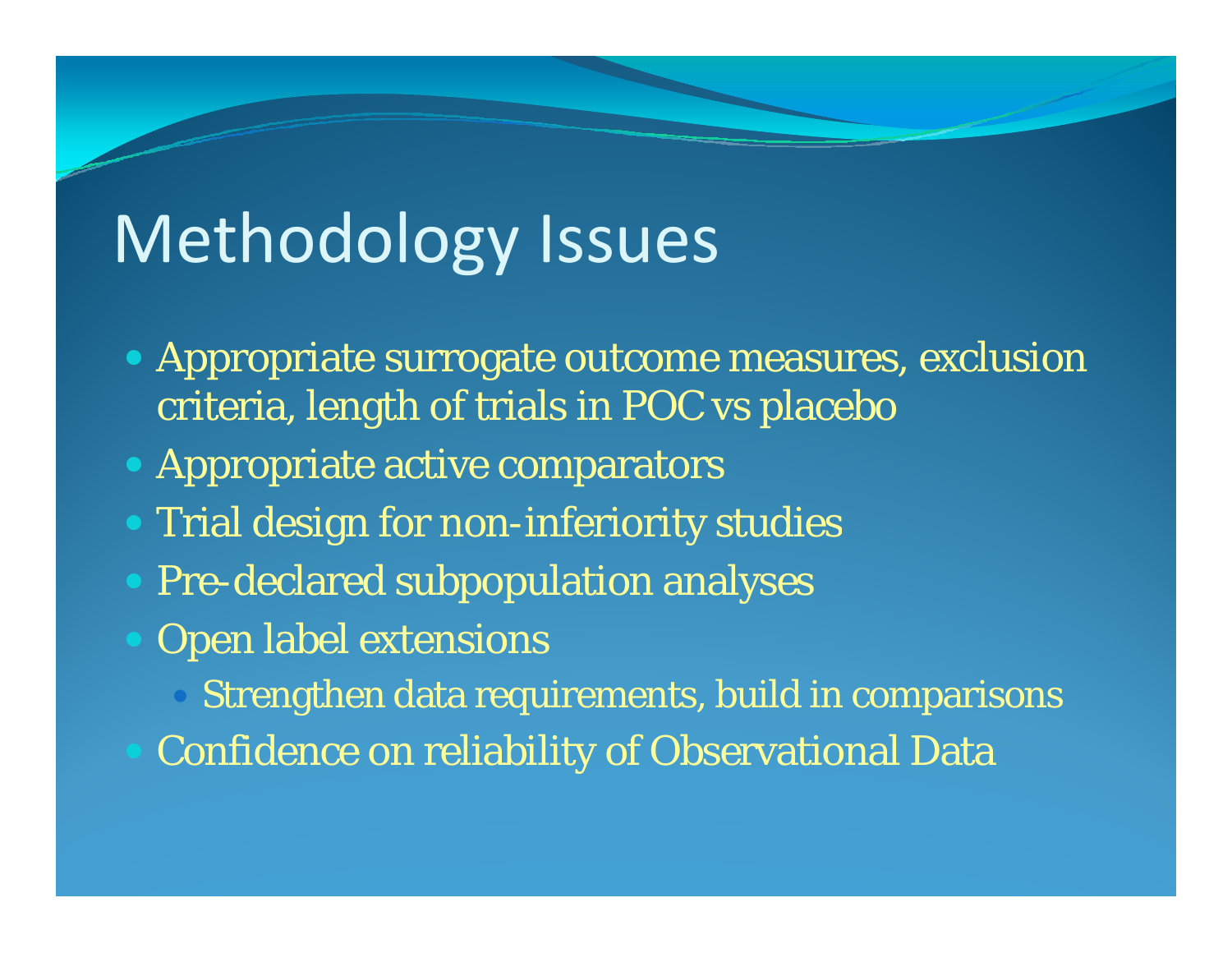# Methodology Issues

- Appropriate surrogate outcome measures, exclusion criteria, length of trials in POC vs placebo
- Appropriate active comparators
- Trial design for non-inferiority studies
- Pre-declared subpopulation analyses
- Open label extensions
  - Strengthen data requirements, build in comparisons
- Confidence on reliability of Observational Data